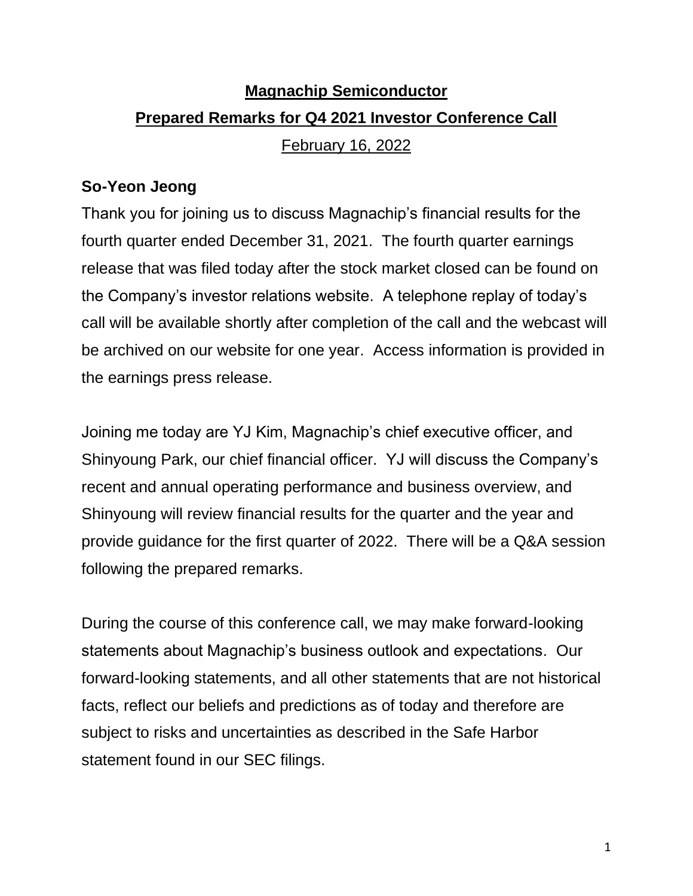# Magnachip Semiconductor

## Prepared Remarks for Q4 2021 Investor Conference Call

February 16, 2022

**So-Yeon Jeong**

Thank you for joining us to discuss Magnachip's financial results for the fourth quarter ended December 31, 2021. The fourth quarter earnings release that was filed today after the stock market closed can be found on the Company's investor relations website. A telephone replay of today's call will be available shortly after completion of the call and the webcast will be archived on our website for one year. Access information is provided in the earnings press release.

Joining me today are YJ Kim, Magnachip's chief executive officer, and Shinyoung Park, our chief financial officer. YJ will discuss the Company's recent and annual operating performance and business overview, and Shinyoung will review financial results for the quarter and the year and provide guidance for the first quarter of 2022. There will be a Q&A session following the prepared remarks.

During the course of this conference call, we may make forward-looking statements about Magnachip's business outlook and expectations. Our forward-looking statements, and all other statements that are not historical facts, reflect our beliefs and predictions as of today and therefore are subject to risks and uncertainties as described in the Safe Harbor statement found in our SEC filings.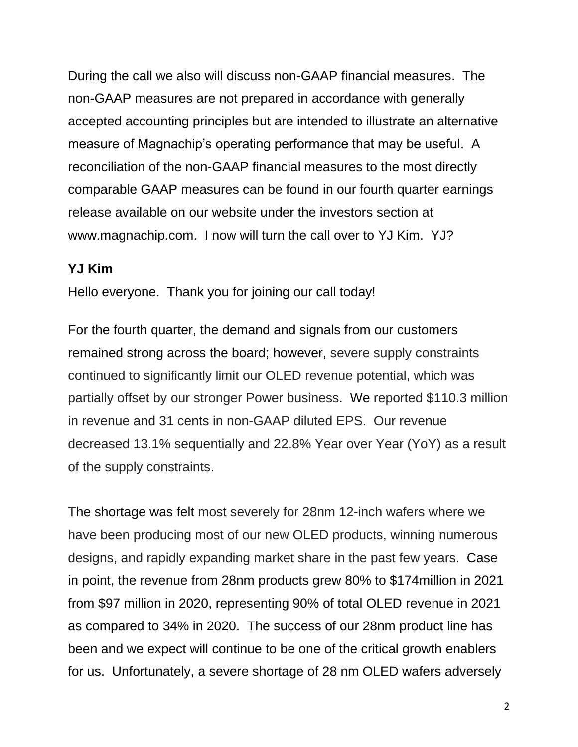During the call we also will discuss non-GAAP financial measures. The non-GAAP measures are not prepared in accordance with generally accepted accounting principles but are intended to illustrate an alternative measure of Magnachip's operating performance that may be useful. A reconciliation of the non-GAAP financial measures to the most directly comparable GAAP measures can be found in our fourth quarter earnings release available on our website under the investors section at www.magnachip.com. I now will turn the call over to YJ Kim. YJ?

**YJ Kim**

Hello everyone. Thank you for joining our call today!

For the fourth quarter, the demand and signals from our customers remained strong across the board; however, severe supply constraints continued to significantly limit our OLED revenue potential, which was partially offset by our stronger Power business. We reported $110.3 million in revenue and 31 cents in non-GAAP diluted EPS. Our revenue decreased 13.1% sequentially and 22.8% Year over Year (YoY) as a result of the supply constraints.

The shortage was felt most severely for 28nm 12-inch wafers where we have been producing most of our new OLED products, winning numerous designs, and rapidly expanding market share in the past few years. Case in point, the revenue from 28nm products grew 80% to $174million in 2021 from $97 million in 2020, representing 90% of total OLED revenue in 2021 as compared to 34% in 2020. The success of our 28nm product line has been and we expect will continue to be one of the critical growth enablers for us. Unfortunately, a severe shortage of 28 nm OLED wafers adversely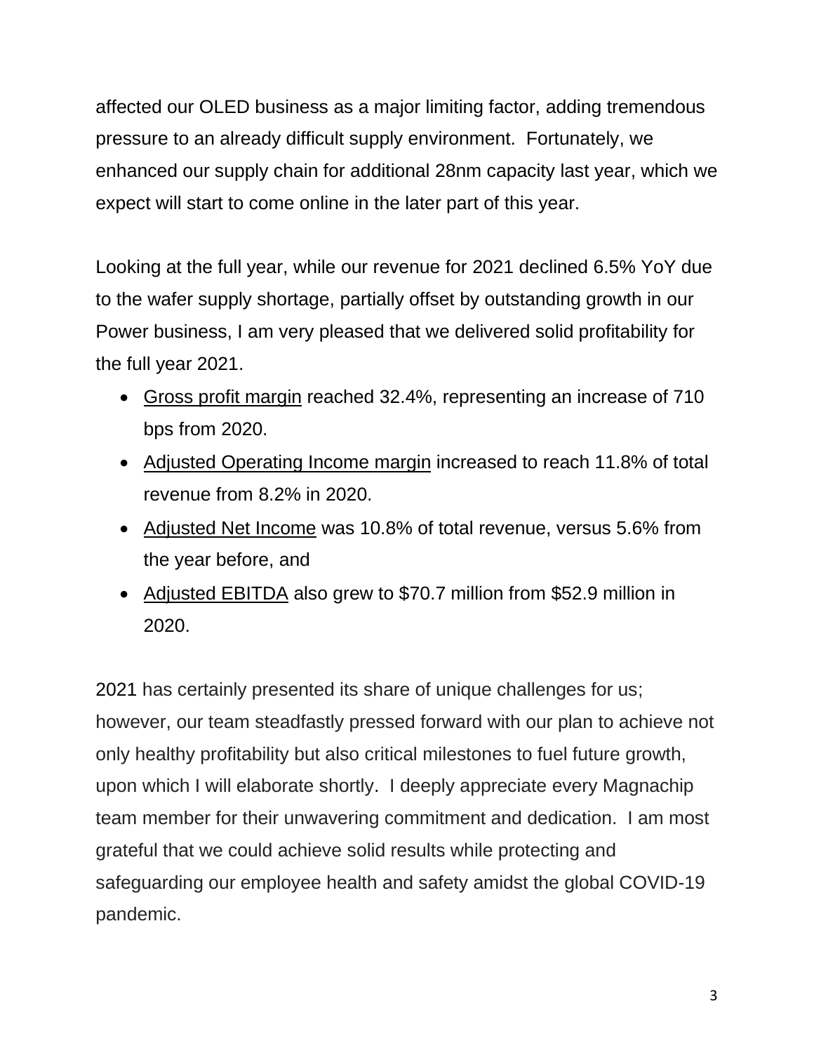affected our OLED business as a major limiting factor, adding tremendous pressure to an already difficult supply environment. Fortunately, we enhanced our supply chain for additional 28nm capacity last year, which we expect will start to come online in the later part of this year.

Looking at the full year, while our revenue for 2021 declined 6.5% YoY due to the wafer supply shortage, partially offset by outstanding growth in our Power business, I am very pleased that we delivered solid profitability for the full year 2021.

- <u>Gross profit margin</u> reached 32.4%, representing an increase of 710 bps from 2020.
- <u>Adjusted Operating Income margin</u> increased to reach 11.8% of total revenue from 8.2% in 2020.
- <u>Adjusted Net Income</u> was 10.8% of total revenue, versus 5.6% from the year before, and
- <u>Adjusted EBITDA</u> also grew to $70.7 million from $52.9 million in 2020.

2021 has certainly presented its share of unique challenges for us; however, our team steadfastly pressed forward with our plan to achieve not only healthy profitability but also critical milestones to fuel future growth, upon which I will elaborate shortly. I deeply appreciate every Magnachip team member for their unwavering commitment and dedication. I am most grateful that we could achieve solid results while protecting and safeguarding our employee health and safety amidst the global COVID-19 pandemic.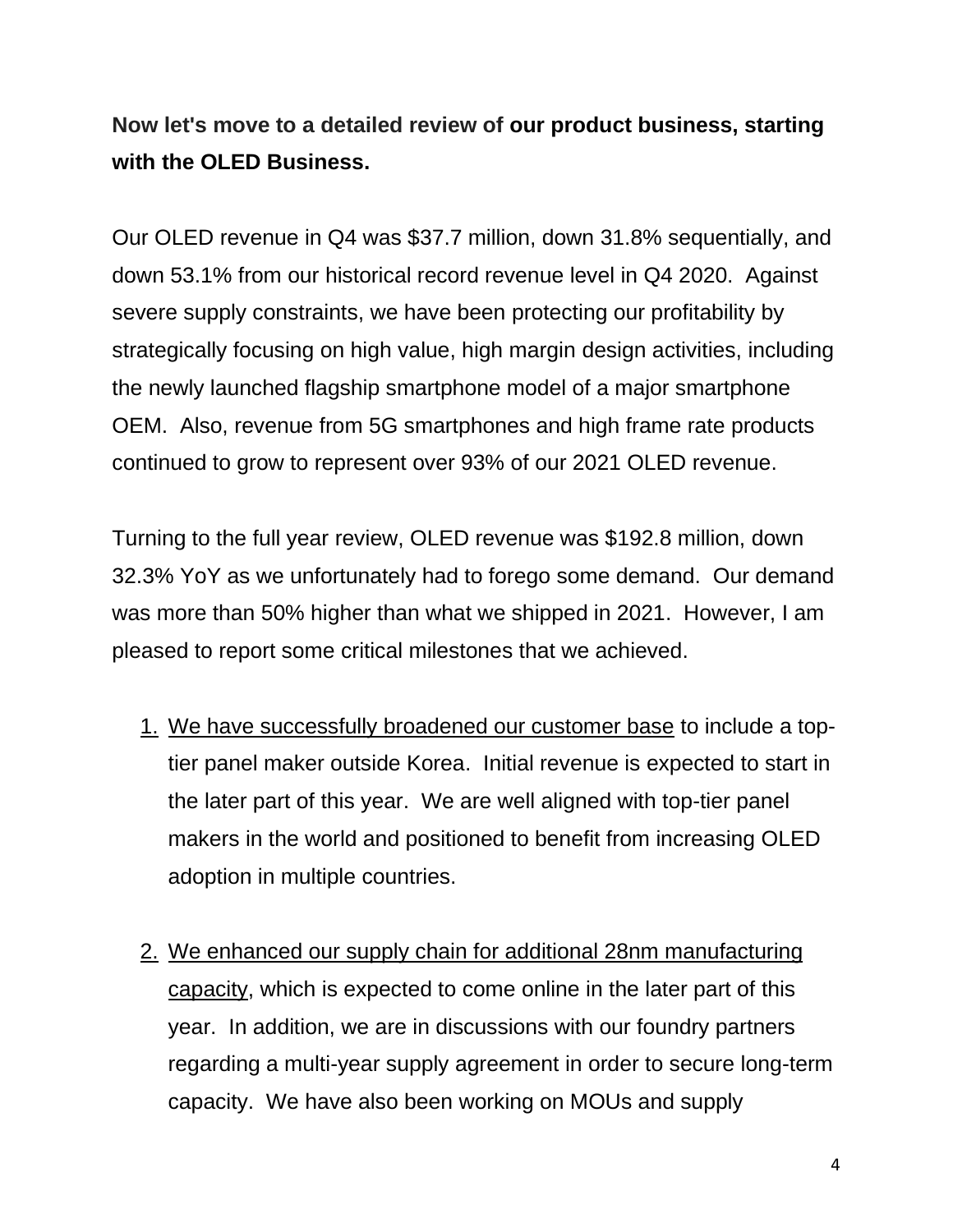**Now let's move to a detailed review of our product business, starting with the OLED Business.**

Our OLED revenue in Q4 was $37.7 million, down 31.8% sequentially, and down 53.1% from our historical record revenue level in Q4 2020. Against severe supply constraints, we have been protecting our profitability by strategically focusing on high value, high margin design activities, including the newly launched flagship smartphone model of a major smartphone OEM. Also, revenue from 5G smartphones and high frame rate products continued to grow to represent over 93% of our 2021 OLED revenue.

Turning to the full year review, OLED revenue was $192.8 million, down 32.3% YoY as we unfortunately had to forego some demand. Our demand was more than 50% higher than what we shipped in 2021. However, I am pleased to report some critical milestones that we achieved.

1. <u>We have successfully broadened our customer base</u> to include a top-tier panel maker outside Korea. Initial revenue is expected to start in the later part of this year. We are well aligned with top-tier panel makers in the world and positioned to benefit from increasing OLED adoption in multiple countries.

2. <u>We enhanced our supply chain for additional 28nm manufacturing capacity</u>, which is expected to come online in the later part of this year. In addition, we are in discussions with our foundry partners regarding a multi-year supply agreement in order to secure long-term capacity. We have also been working on MOUs and supply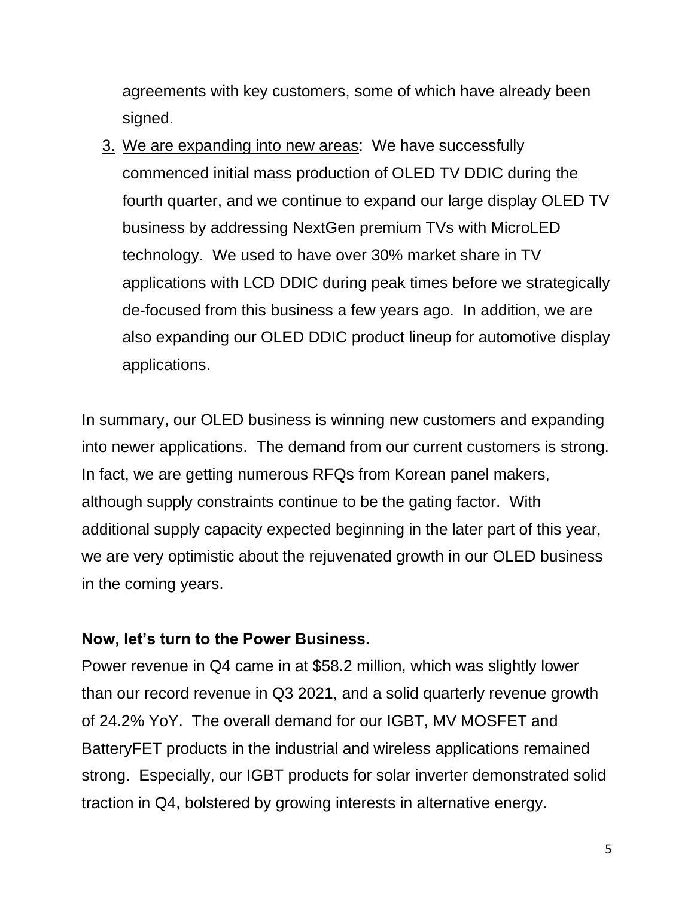agreements with key customers, some of which have already been signed.

3. <u>We are expanding into new areas</u>: We have successfully commenced initial mass production of OLED TV DDIC during the fourth quarter, and we continue to expand our large display OLED TV business by addressing NextGen premium TVs with MicroLED technology. We used to have over 30% market share in TV applications with LCD DDIC during peak times before we strategically de-focused from this business a few years ago. In addition, we are also expanding our OLED DDIC product lineup for automotive display applications.

In summary, our OLED business is winning new customers and expanding into newer applications. The demand from our current customers is strong. In fact, we are getting numerous RFQs from Korean panel makers, although supply constraints continue to be the gating factor. With additional supply capacity expected beginning in the later part of this year, we are very optimistic about the rejuvenated growth in our OLED business in the coming years.

**Now, let's turn to the Power Business.**

Power revenue in Q4 came in at $58.2 million, which was slightly lower than our record revenue in Q3 2021, and a solid quarterly revenue growth of 24.2% YoY. The overall demand for our IGBT, MV MOSFET and BatteryFET products in the industrial and wireless applications remained strong. Especially, our IGBT products for solar inverter demonstrated solid traction in Q4, bolstered by growing interests in alternative energy.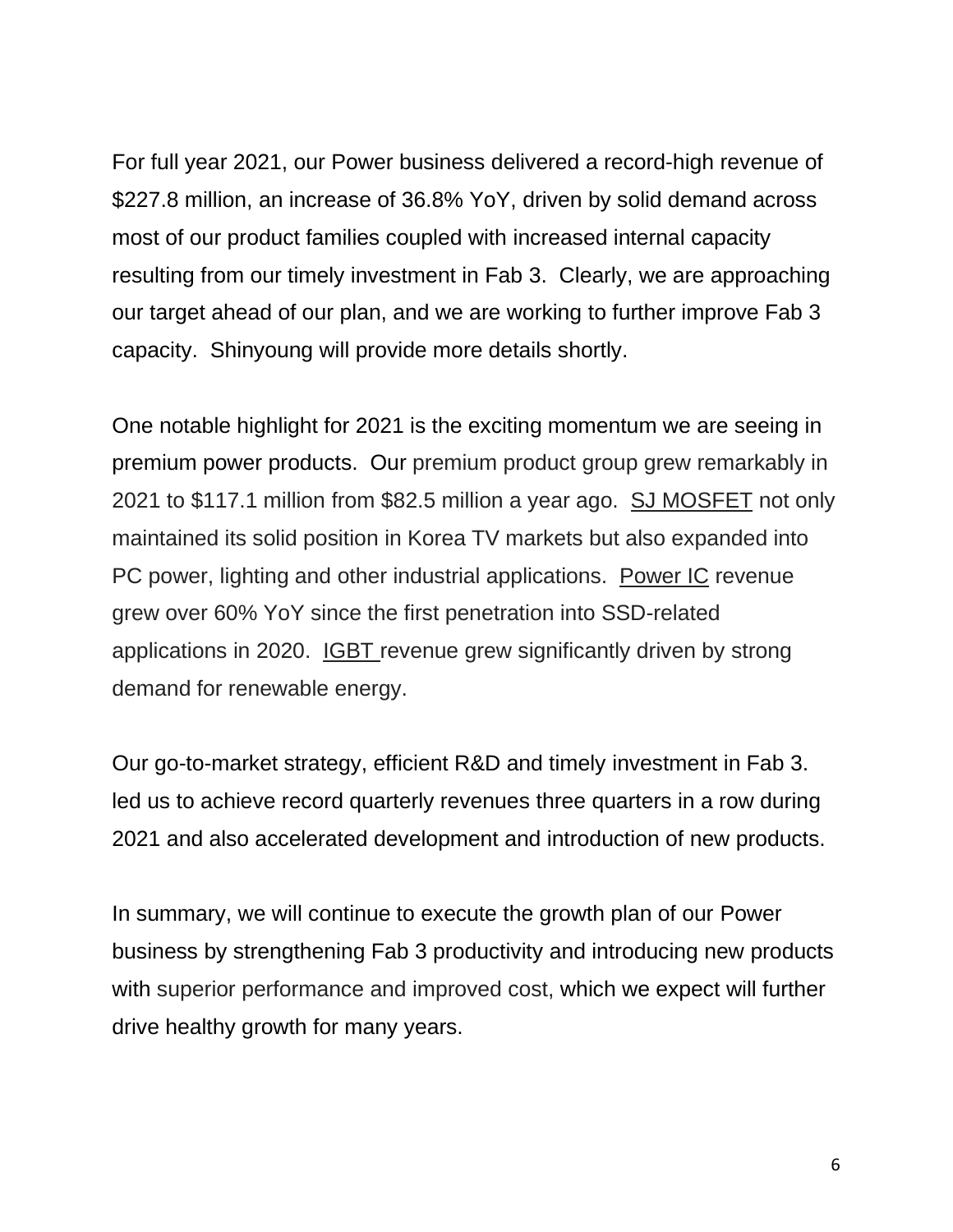For full year 2021, our Power business delivered a record-high revenue of $227.8 million, an increase of 36.8% YoY, driven by solid demand across most of our product families coupled with increased internal capacity resulting from our timely investment in Fab 3. Clearly, we are approaching our target ahead of our plan, and we are working to further improve Fab 3 capacity. Shinyoung will provide more details shortly.

One notable highlight for 2021 is the exciting momentum we are seeing in premium power products. Our premium product group grew remarkably in 2021 to $117.1 million from $82.5 million a year ago. <u>SJ MOSFET</u> not only maintained its solid position in Korea TV markets but also expanded into PC power, lighting and other industrial applications. <u>Power IC</u> revenue grew over 60% YoY since the first penetration into SSD-related applications in 2020. <u>IGBT</u> revenue grew significantly driven by strong demand for renewable energy.

Our go-to-market strategy, efficient R&D and timely investment in Fab 3. led us to achieve record quarterly revenues three quarters in a row during 2021 and also accelerated development and introduction of new products.

In summary, we will continue to execute the growth plan of our Power business by strengthening Fab 3 productivity and introducing new products with superior performance and improved cost, which we expect will further drive healthy growth for many years.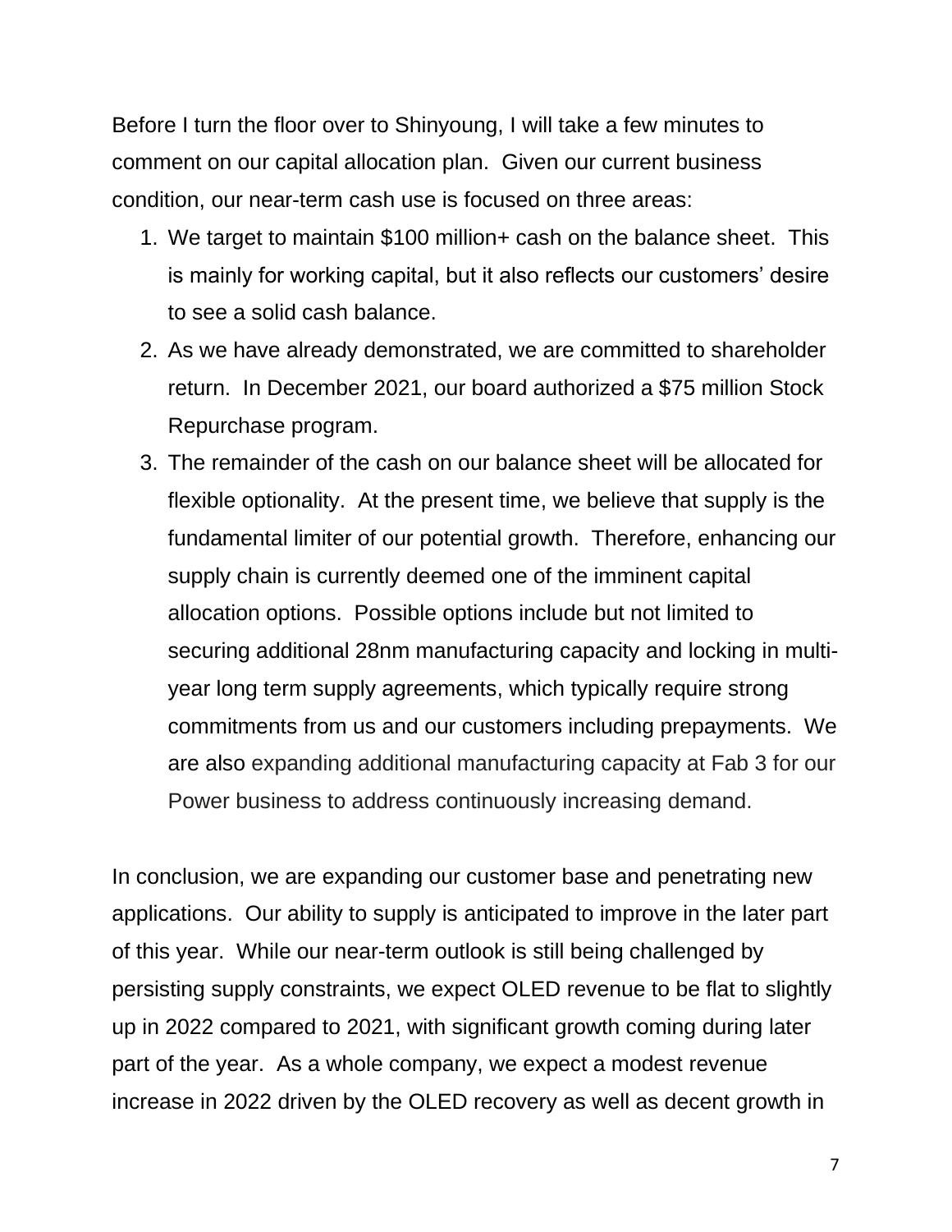Before I turn the floor over to Shinyoung, I will take a few minutes to comment on our capital allocation plan. Given our current business condition, our near-term cash use is focused on three areas:

1. We target to maintain $100 million+ cash on the balance sheet. This is mainly for working capital, but it also reflects our customers' desire to see a solid cash balance.
2. As we have already demonstrated, we are committed to shareholder return. In December 2021, our board authorized a $75 million Stock Repurchase program.
3. The remainder of the cash on our balance sheet will be allocated for flexible optionality. At the present time, we believe that supply is the fundamental limiter of our potential growth. Therefore, enhancing our supply chain is currently deemed one of the imminent capital allocation options. Possible options include but not limited to securing additional 28nm manufacturing capacity and locking in multi-year long term supply agreements, which typically require strong commitments from us and our customers including prepayments. We are also expanding additional manufacturing capacity at Fab 3 for our Power business to address continuously increasing demand.

In conclusion, we are expanding our customer base and penetrating new applications. Our ability to supply is anticipated to improve in the later part of this year. While our near-term outlook is still being challenged by persisting supply constraints, we expect OLED revenue to be flat to slightly up in 2022 compared to 2021, with significant growth coming during later part of the year. As a whole company, we expect a modest revenue increase in 2022 driven by the OLED recovery as well as decent growth in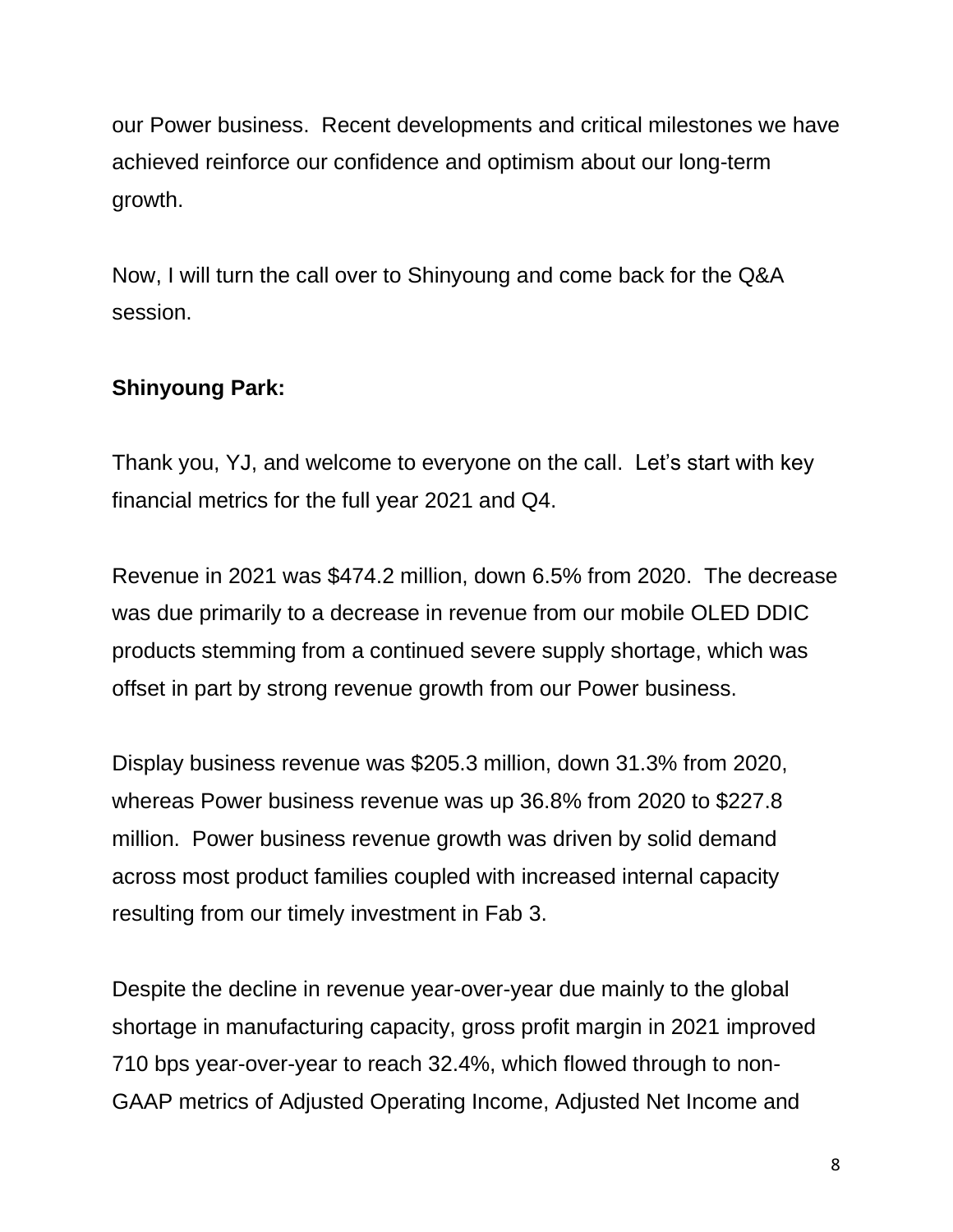our Power business.  Recent developments and critical milestones we have achieved reinforce our confidence and optimism about our long-term growth.

Now, I will turn the call over to Shinyoung and come back for the Q&A session.

**Shinyoung Park:**

Thank you, YJ, and welcome to everyone on the call.  Let's start with key financial metrics for the full year 2021 and Q4.

Revenue in 2021 was $474.2 million, down 6.5% from 2020.  The decrease was due primarily to a decrease in revenue from our mobile OLED DDIC products stemming from a continued severe supply shortage, which was offset in part by strong revenue growth from our Power business.

Display business revenue was $205.3 million, down 31.3% from 2020, whereas Power business revenue was up 36.8% from 2020 to $227.8 million.  Power business revenue growth was driven by solid demand across most product families coupled with increased internal capacity resulting from our timely investment in Fab 3.

Despite the decline in revenue year-over-year due mainly to the global shortage in manufacturing capacity, gross profit margin in 2021 improved 710 bps year-over-year to reach 32.4%, which flowed through to non-GAAP metrics of Adjusted Operating Income, Adjusted Net Income and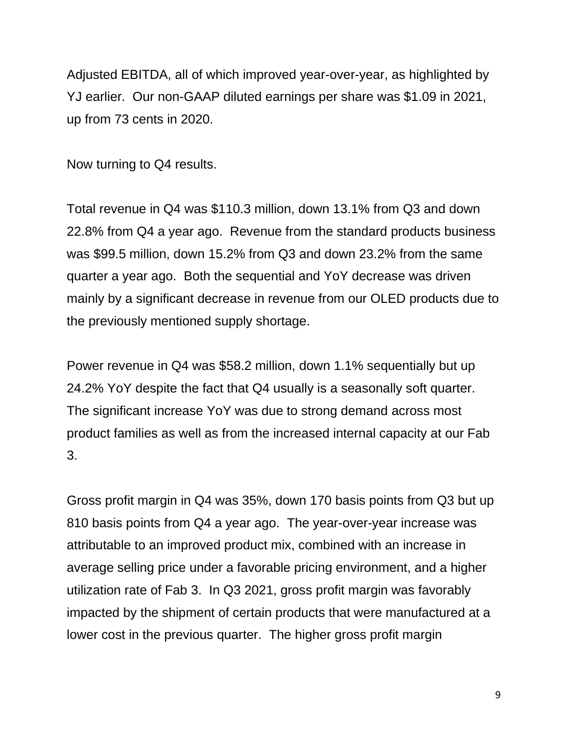Adjusted EBITDA, all of which improved year-over-year, as highlighted by YJ earlier. Our non-GAAP diluted earnings per share was $1.09 in 2021, up from 73 cents in 2020.

Now turning to Q4 results.

Total revenue in Q4 was $110.3 million, down 13.1% from Q3 and down 22.8% from Q4 a year ago. Revenue from the standard products business was $99.5 million, down 15.2% from Q3 and down 23.2% from the same quarter a year ago. Both the sequential and YoY decrease was driven mainly by a significant decrease in revenue from our OLED products due to the previously mentioned supply shortage.

Power revenue in Q4 was $58.2 million, down 1.1% sequentially but up 24.2% YoY despite the fact that Q4 usually is a seasonally soft quarter. The significant increase YoY was due to strong demand across most product families as well as from the increased internal capacity at our Fab 3.

Gross profit margin in Q4 was 35%, down 170 basis points from Q3 but up 810 basis points from Q4 a year ago. The year-over-year increase was attributable to an improved product mix, combined with an increase in average selling price under a favorable pricing environment, and a higher utilization rate of Fab 3. In Q3 2021, gross profit margin was favorably impacted by the shipment of certain products that were manufactured at a lower cost in the previous quarter. The higher gross profit margin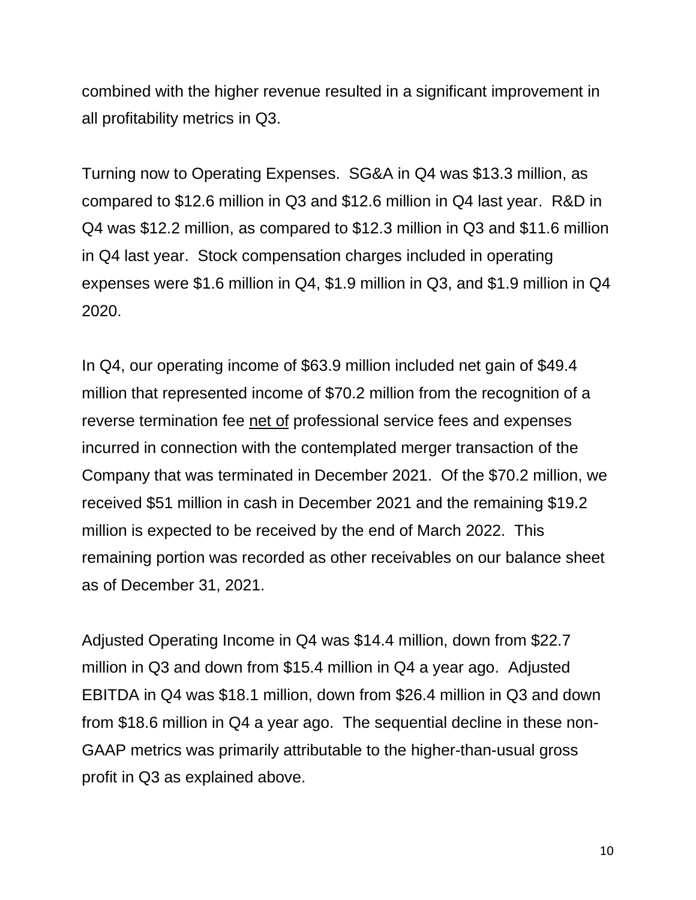combined with the higher revenue resulted in a significant improvement in all profitability metrics in Q3.

Turning now to Operating Expenses. SG&A in Q4 was $13.3 million, as compared to $12.6 million in Q3 and $12.6 million in Q4 last year. R&D in Q4 was $12.2 million, as compared to $12.3 million in Q3 and $11.6 million in Q4 last year. Stock compensation charges included in operating expenses were $1.6 million in Q4, $1.9 million in Q3, and $1.9 million in Q4 2020.

In Q4, our operating income of $63.9 million included net gain of $49.4 million that represented income of $70.2 million from the recognition of a reverse termination fee <u>net of</u> professional service fees and expenses incurred in connection with the contemplated merger transaction of the Company that was terminated in December 2021. Of the $70.2 million, we received $51 million in cash in December 2021 and the remaining $19.2 million is expected to be received by the end of March 2022. This remaining portion was recorded as other receivables on our balance sheet as of December 31, 2021.

Adjusted Operating Income in Q4 was $14.4 million, down from $22.7 million in Q3 and down from $15.4 million in Q4 a year ago. Adjusted EBITDA in Q4 was $18.1 million, down from $26.4 million in Q3 and down from $18.6 million in Q4 a year ago. The sequential decline in these non-GAAP metrics was primarily attributable to the higher-than-usual gross profit in Q3 as explained above.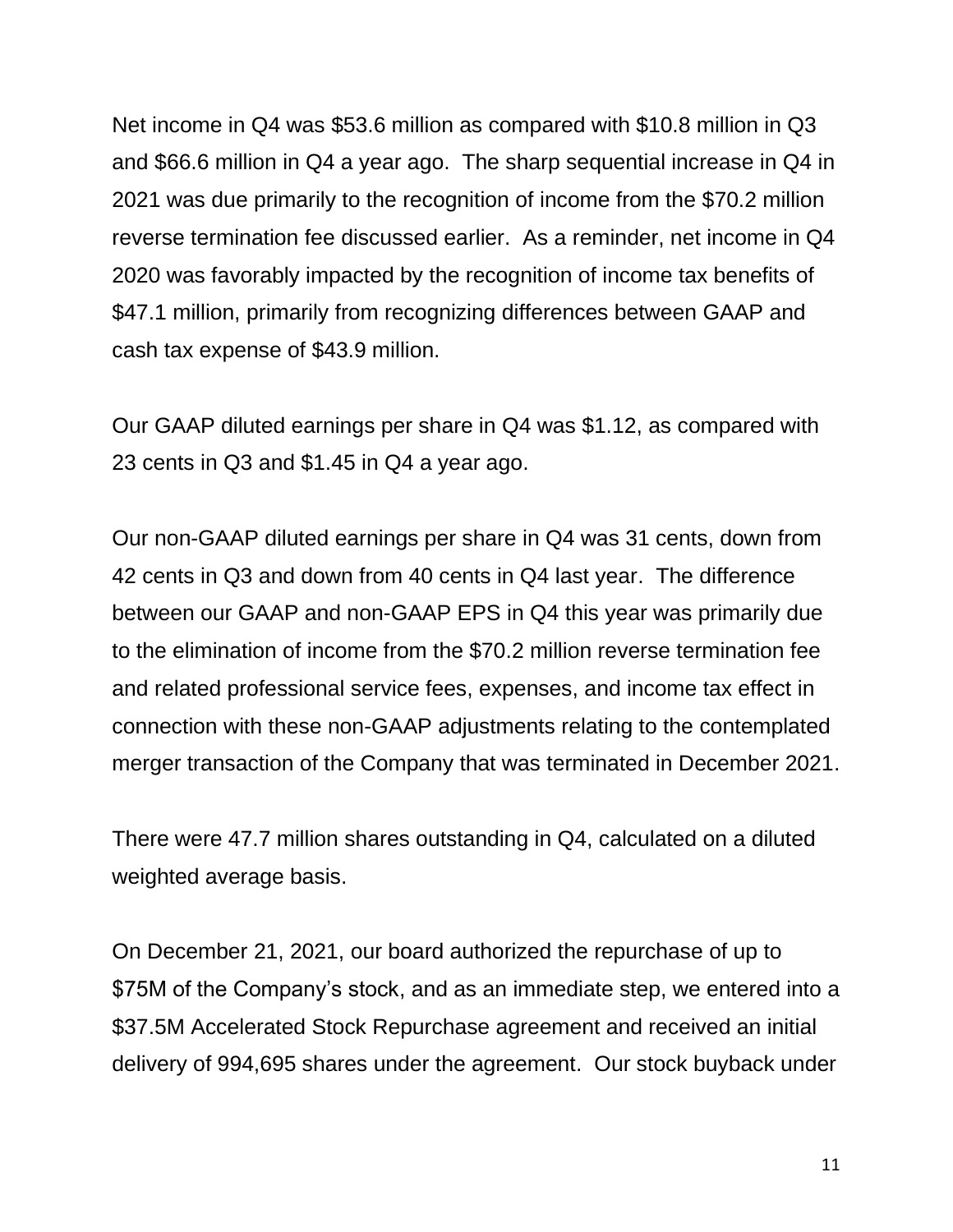Net income in Q4 was $53.6 million as compared with $10.8 million in Q3 and $66.6 million in Q4 a year ago. The sharp sequential increase in Q4 in 2021 was due primarily to the recognition of income from the $70.2 million reverse termination fee discussed earlier. As a reminder, net income in Q4 2020 was favorably impacted by the recognition of income tax benefits of $47.1 million, primarily from recognizing differences between GAAP and cash tax expense of $43.9 million.

Our GAAP diluted earnings per share in Q4 was $1.12, as compared with 23 cents in Q3 and $1.45 in Q4 a year ago.

Our non-GAAP diluted earnings per share in Q4 was 31 cents, down from 42 cents in Q3 and down from 40 cents in Q4 last year. The difference between our GAAP and non-GAAP EPS in Q4 this year was primarily due to the elimination of income from the $70.2 million reverse termination fee and related professional service fees, expenses, and income tax effect in connection with these non-GAAP adjustments relating to the contemplated merger transaction of the Company that was terminated in December 2021.

There were 47.7 million shares outstanding in Q4, calculated on a diluted weighted average basis.

On December 21, 2021, our board authorized the repurchase of up to $75M of the Company's stock, and as an immediate step, we entered into a $37.5M Accelerated Stock Repurchase agreement and received an initial delivery of 994,695 shares under the agreement. Our stock buyback under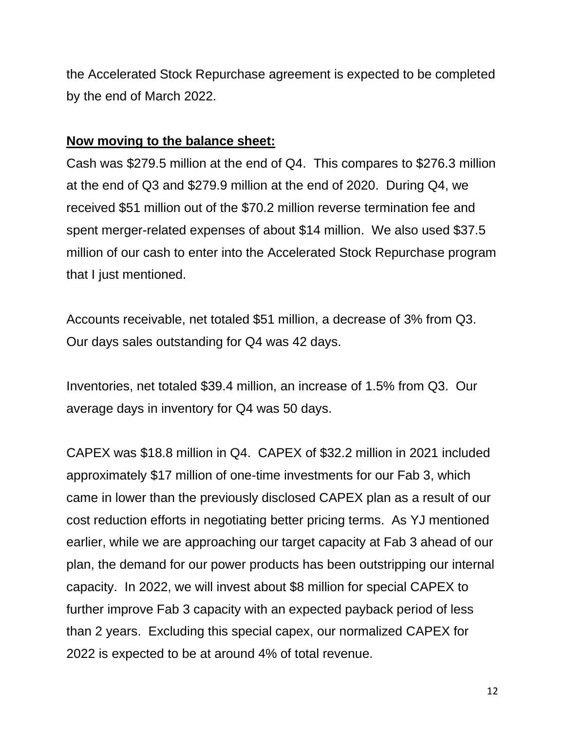the Accelerated Stock Repurchase agreement is expected to be completed by the end of March 2022.

**Now moving to the balance sheet:**

Cash was $279.5 million at the end of Q4. This compares to $276.3 million at the end of Q3 and $279.9 million at the end of 2020. During Q4, we received $51 million out of the $70.2 million reverse termination fee and spent merger-related expenses of about $14 million. We also used $37.5 million of our cash to enter into the Accelerated Stock Repurchase program that I just mentioned.

Accounts receivable, net totaled $51 million, a decrease of 3% from Q3. Our days sales outstanding for Q4 was 42 days.

Inventories, net totaled $39.4 million, an increase of 1.5% from Q3. Our average days in inventory for Q4 was 50 days.

CAPEX was $18.8 million in Q4. CAPEX of $32.2 million in 2021 included approximately $17 million of one-time investments for our Fab 3, which came in lower than the previously disclosed CAPEX plan as a result of our cost reduction efforts in negotiating better pricing terms. As YJ mentioned earlier, while we are approaching our target capacity at Fab 3 ahead of our plan, the demand for our power products has been outstripping our internal capacity. In 2022, we will invest about $8 million for special CAPEX to further improve Fab 3 capacity with an expected payback period of less than 2 years. Excluding this special capex, our normalized CAPEX for 2022 is expected to be at around 4% of total revenue.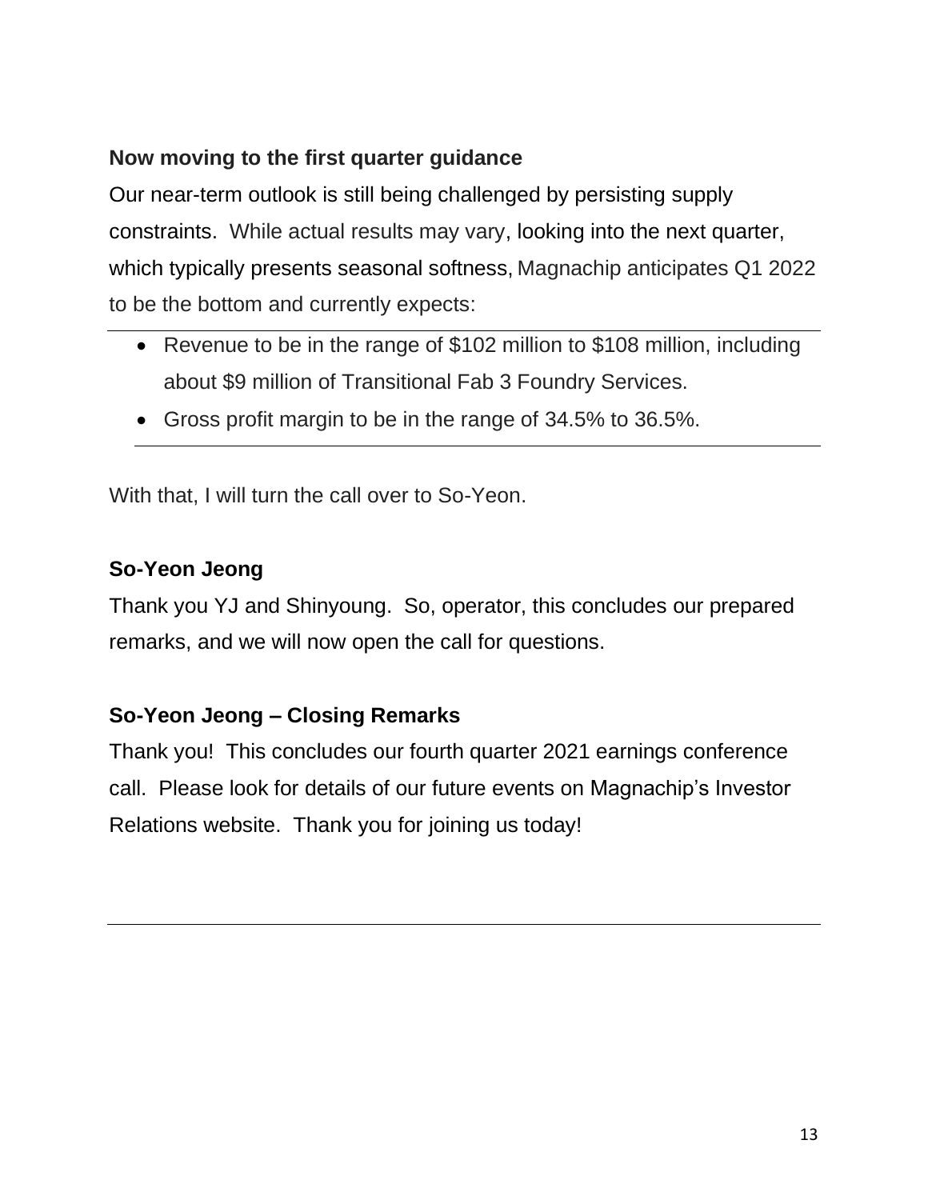**Now moving to the first quarter guidance**

Our near-term outlook is still being challenged by persisting supply constraints. While actual results may vary, looking into the next quarter, which typically presents seasonal softness, Magnachip anticipates Q1 2022 to be the bottom and currently expects:

- Revenue to be in the range of $102 million to $108 million, including about $9 million of Transitional Fab 3 Foundry Services.
- Gross profit margin to be in the range of 34.5% to 36.5%.

With that, I will turn the call over to So-Yeon.

**So-Yeon Jeong**

Thank you YJ and Shinyoung. So, operator, this concludes our prepared remarks, and we will now open the call for questions.

**So-Yeon Jeong – Closing Remarks**

Thank you! This concludes our fourth quarter 2021 earnings conference call. Please look for details of our future events on Magnachip's Investor Relations website. Thank you for joining us today!